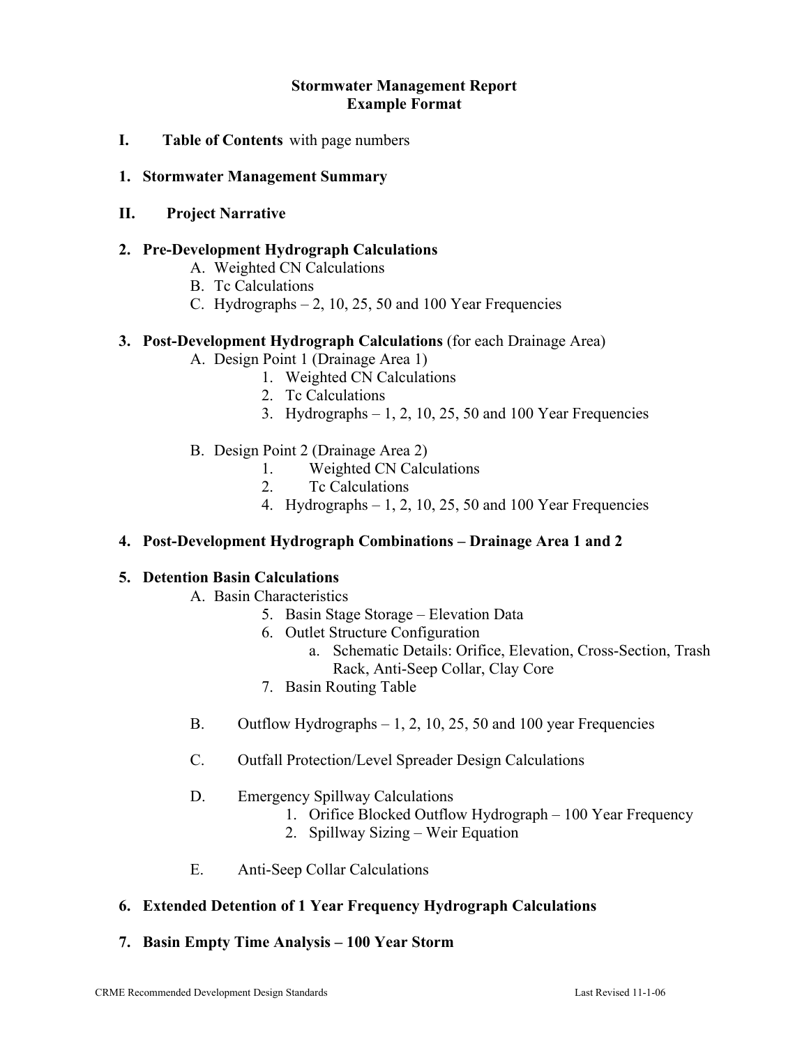**Stormwater Management Report**
**Example Format**

**I. Table of Contents** with page numbers

**1. Stormwater Management Summary**

**II. Project Narrative**

**2. Pre-Development Hydrograph Calculations**

- A. Weighted CN Calculations
- B. Tc Calculations
- C. Hydrographs – 2, 10, 25, 50 and 100 Year Frequencies

**3. Post-Development Hydrograph Calculations** (for each Drainage Area)

- A. Design Point 1 (Drainage Area 1)
  1. Weighted CN Calculations
  2. Tc Calculations
  3. Hydrographs – 1, 2, 10, 25, 50 and 100 Year Frequencies

- B. Design Point 2 (Drainage Area 2)
  1. Weighted CN Calculations
  2. Tc Calculations
  4. Hydrographs – 1, 2, 10, 25, 50 and 100 Year Frequencies

**4. Post-Development Hydrograph Combinations – Drainage Area 1 and 2**

**5. Detention Basin Calculations**

- A. Basin Characteristics
  5. Basin Stage Storage – Elevation Data
  6. Outlet Structure Configuration
     - a. Schematic Details: Orifice, Elevation, Cross-Section, Trash Rack, Anti-Seep Collar, Clay Core
  7. Basin Routing Table

- B. Outflow Hydrographs – 1, 2, 10, 25, 50 and 100 year Frequencies

- C. Outfall Protection/Level Spreader Design Calculations

- D. Emergency Spillway Calculations
  1. Orifice Blocked Outflow Hydrograph – 100 Year Frequency
  2. Spillway Sizing – Weir Equation

- E. Anti-Seep Collar Calculations

**6. Extended Detention of 1 Year Frequency Hydrograph Calculations**

**7. Basin Empty Time Analysis – 100 Year Storm**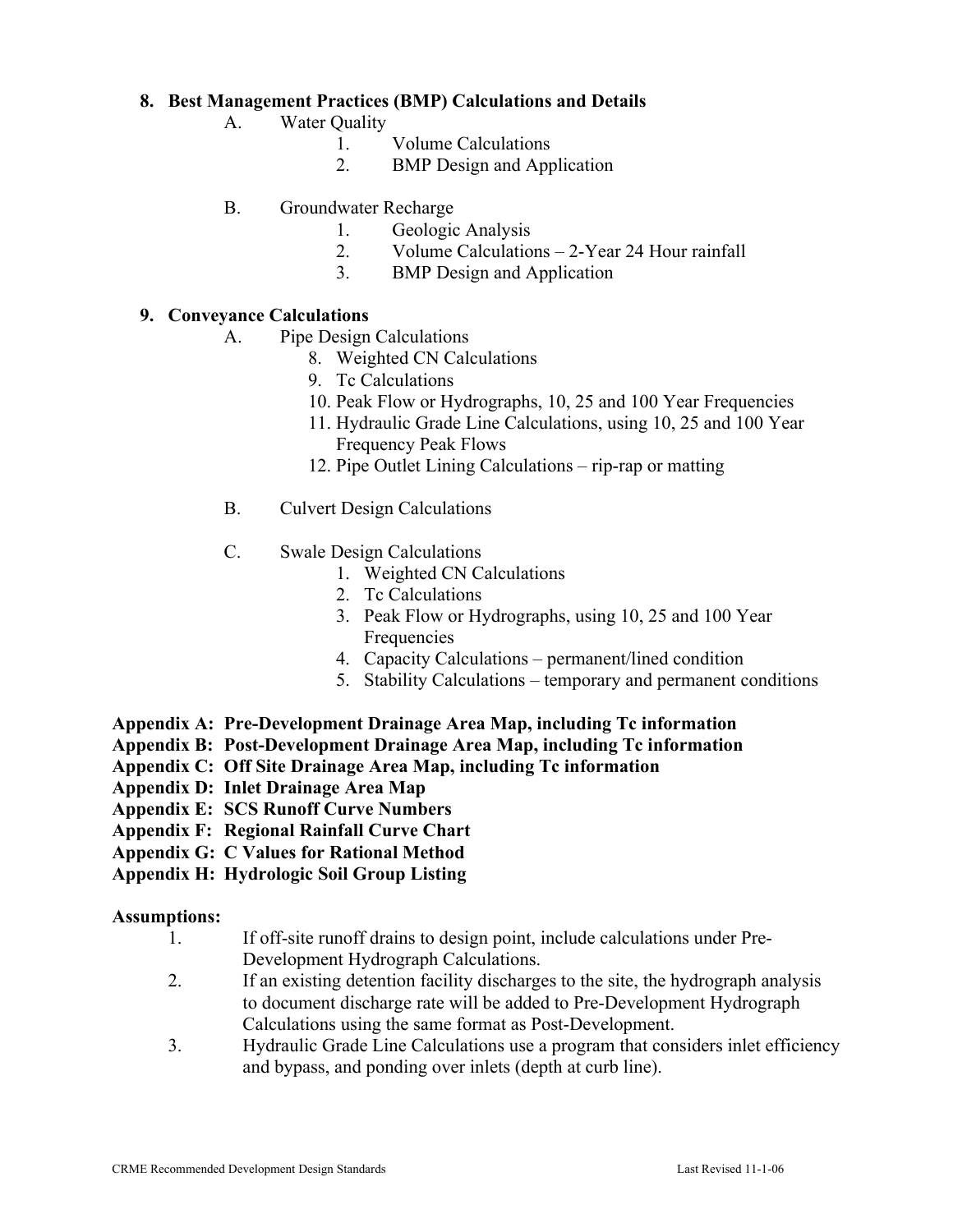**8. Best Management Practices (BMP) Calculations and Details**

A. Water Quality
   1. Volume Calculations
   2. BMP Design and Application

B. Groundwater Recharge
   1. Geologic Analysis
   2. Volume Calculations – 2-Year 24 Hour rainfall
   3. BMP Design and Application

**9. Conveyance Calculations**

A. Pipe Design Calculations
   8. Weighted CN Calculations
   9. Tc Calculations
   10. Peak Flow or Hydrographs, 10, 25 and 100 Year Frequencies
   11. Hydraulic Grade Line Calculations, using 10, 25 and 100 Year Frequency Peak Flows
   12. Pipe Outlet Lining Calculations – rip-rap or matting

B. Culvert Design Calculations

C. Swale Design Calculations
   1. Weighted CN Calculations
   2. Tc Calculations
   3. Peak Flow or Hydrographs, using 10, 25 and 100 Year Frequencies
   4. Capacity Calculations – permanent/lined condition
   5. Stability Calculations – temporary and permanent conditions

**Appendix A: Pre-Development Drainage Area Map, including Tc information**
**Appendix B: Post-Development Drainage Area Map, including Tc information**
**Appendix C: Off Site Drainage Area Map, including Tc information**
**Appendix D: Inlet Drainage Area Map**
**Appendix E: SCS Runoff Curve Numbers**
**Appendix F: Regional Rainfall Curve Chart**
**Appendix G: C Values for Rational Method**
**Appendix H: Hydrologic Soil Group Listing**

**Assumptions:**

1. If off-site runoff drains to design point, include calculations under Pre-Development Hydrograph Calculations.
2. If an existing detention facility discharges to the site, the hydrograph analysis to document discharge rate will be added to Pre-Development Hydrograph Calculations using the same format as Post-Development.
3. Hydraulic Grade Line Calculations use a program that considers inlet efficiency and bypass, and ponding over inlets (depth at curb line).